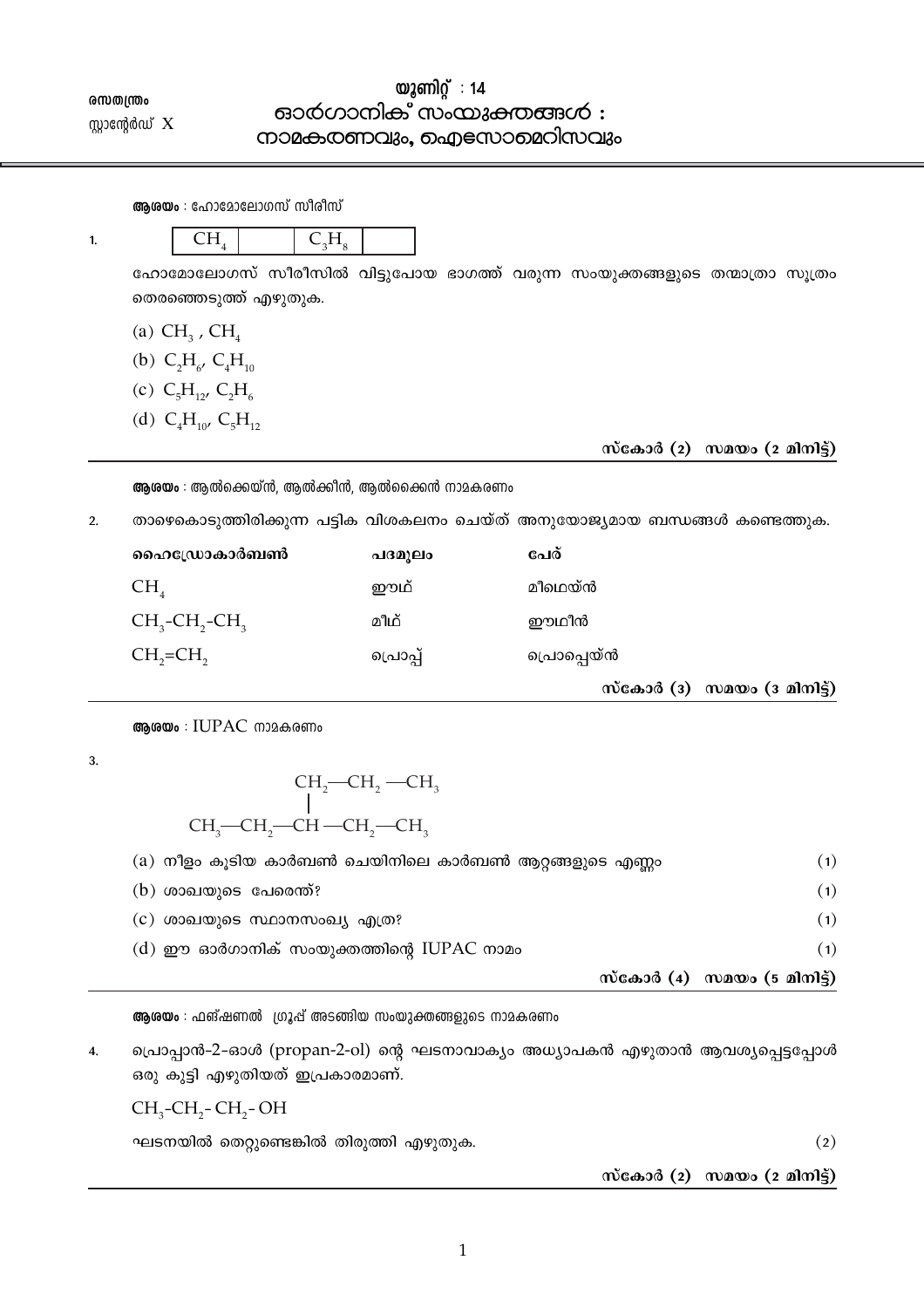രസതന്ത്രം

സ്റ്റാന്റേർഡ് X

# യൂണിറ്റ് : 14
# ഓർഗാനിക് സംയുക്തങ്ങൾ : നാമകരണവും, ഐസോമെറിസവും

**ആശയം** : ഹോമോലോഗസ് സീരീസ്

1.

| $CH_4$ | | $C_3H_8$ | |
|---|---|---|---|

ഹോമോലോഗസ് സീരീസിൽ വിട്ടുപോയ ഭാഗത്ത് വരുന്ന സംയുക്തങ്ങളുടെ തന്മാത്രാ സൂത്രം തെരഞ്ഞെടുത്ത് എഴുതുക.

(a) $CH_3$ , $CH_4$

(b) $C_2H_6$, $C_4H_{10}$

(c) $C_5H_{12}$, $C_2H_6$

(d) $C_4H_{10}$, $C_5H_{12}$

**സ്കോർ (2) സമയം (2 മിനിട്ട്)**

---

**ആശയം** : ആൽക്കെയ്ൻ, ആൽക്കീൻ, ആൽക്കൈൻ നാമകരണം

2. താഴെകൊടുത്തിരിക്കുന്ന പട്ടിക വിശകലനം ചെയ്ത് അനുയോജ്യമായ ബന്ധങ്ങൾ കണ്ടെത്തുക.

| ഹൈഡ്രോകാർബൺ | പദമൂലം | പേര് |
|---|---|---|
| $CH_4$ | ഈഥ് | മീഥെയ്ൻ |
| $CH_3$-$CH_2$-$CH_3$ | മീഥ് | ഈഥീൻ |
| $CH_2$=$CH_2$ | പ്രൊപ്പ് | പ്രൊപ്പെയ്ൻ |

**സ്കോർ (3) സമയം (3 മിനിട്ട്)**

---

**ആശയം** : IUPAC നാമകരണം

3.

```
              CH2—CH2 —CH3
              |
CH3—CH2—CH —CH2—CH3
```

(a) നീളം കൂടിയ കാർബൺ ചെയിനിലെ കാർബൺ ആറ്റങ്ങളുടെ എണ്ണം (1)

(b) ശാഖയുടെ പേരെന്ത്? (1)

(c) ശാഖയുടെ സ്ഥാനസംഖ്യ എത്ര? (1)

(d) ഈ ഓർഗാനിക് സംയുക്തത്തിന്റെ IUPAC നാമം (1)

**സ്കോർ (4) സമയം (5 മിനിട്ട്)**

---

**ആശയം** : ഫങ്ഷണൽ ഗ്രൂപ്പ് അടങ്ങിയ സംയുക്തങ്ങളുടെ നാമകരണം

4. പ്രൊപ്പാൻ-2-ഓൾ (propan-2-ol) ന്റെ ഘടനാവാക്യം അധ്യാപകൻ എഴുതാൻ ആവശ്യപ്പെട്ടപ്പോൾ ഒരു കുട്ടി എഴുതിയത് ഇപ്രകാരമാണ്.

$CH_3$-$CH_2$- $CH_2$- OH

ഘടനയിൽ തെറ്റുണ്ടെങ്കിൽ തിരുത്തി എഴുതുക. (2)

**സ്കോർ (2) സമയം (2 മിനിട്ട്)**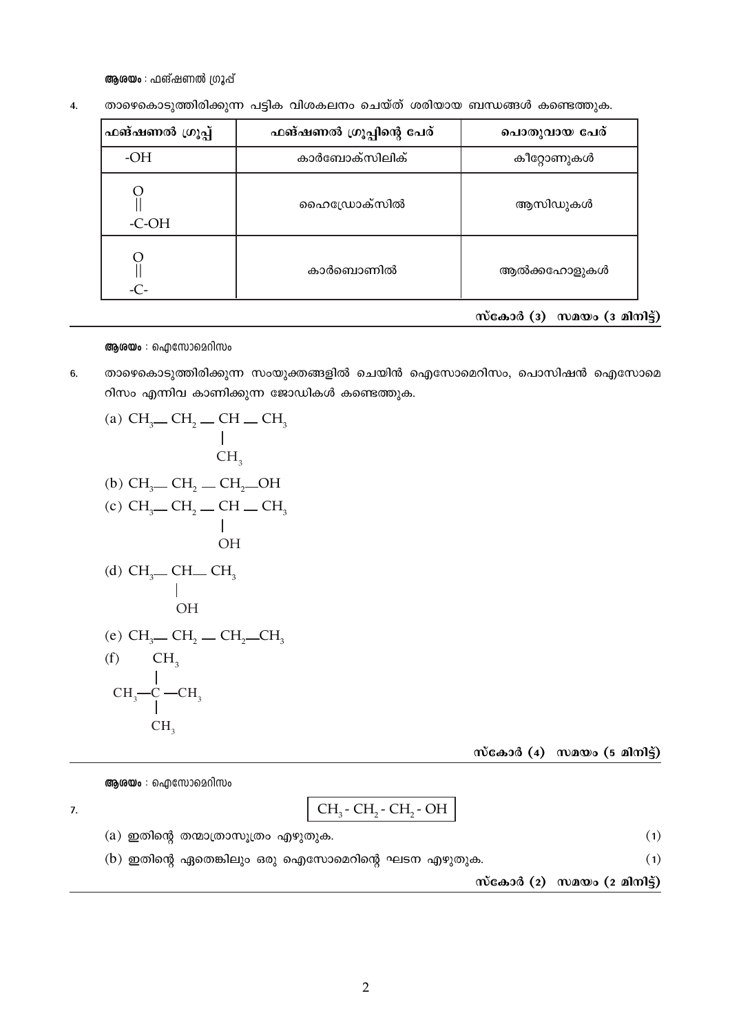**ആശയം** : ഫങ്ഷണൽ ഗ്രൂപ്പ്

4. താഴെകൊടുത്തിരിക്കുന്ന പട്ടിക വിശകലനം ചെയ്ത് ശരിയായ ബന്ധങ്ങൾ കണ്ടെത്തുക.

| ഫങ്ഷണൽ ഗ്രൂപ്പ് | ഫങ്ഷണൽ ഗ്രൂപ്പിന്റെ പേര് | പൊതുവായ പേര് |
|---|---|---|
| -OH | കാർബോക്സിലിക് | കീറ്റോണുകൾ |
| $-\overset{O}{\overset{\Vert}{C}}-OH$ | ഹൈഡ്രോക്സിൽ | ആസിഡുകൾ |
| $-\overset{O}{\overset{\Vert}{C}}-$ | കാർബൊണിൽ | ആൽക്കഹോളുകൾ |

**സ്കോർ (3) സമയം (3 മിനിട്ട്)**

---

**ആശയം** : ഐസോമെറിസം

6. താഴെകൊടുത്തിരിക്കുന്ന സംയുക്തങ്ങളിൽ ചെയിൻ ഐസോമെറിസം, പൊസിഷൻ ഐസോമെറിസം എന്നിവ കാണിക്കുന്ന ജോഡികൾ കണ്ടെത്തുക.

(a) $CH_3-CH_2-\underset{\underset{CH_3}{|}}{CH}-CH_3$

(b) $CH_3-CH_2-CH_2-OH$

(c) $CH_3-CH_2-\underset{\underset{OH}{|}}{CH}-CH_3$

(d) $CH_3-\underset{\underset{OH}{|}}{CH}-CH_3$

(e) $CH_3-CH_2-CH_2-CH_3$

(f) $CH_3-\underset{\underset{CH_3}{|}}{\overset{\overset{CH_3}{|}}{C}}-CH_3$

**സ്കോർ (4) സമയം (5 മിനിട്ട്)**

---

**ആശയം** : ഐസോമെറിസം

7. $CH_3-CH_2-CH_2-OH$

(a) ഇതിന്റെ തന്മാത്രാസൂത്രം എഴുതുക. (1)

(b) ഇതിന്റെ ഏതെങ്കിലും ഒരു ഐസോമെറിന്റെ ഘടന എഴുതുക. (1)

**സ്കോർ (2) സമയം (2 മിനിട്ട്)**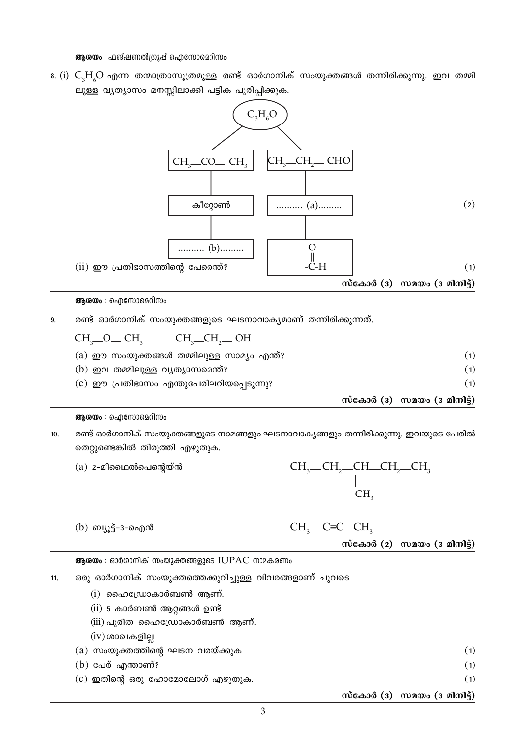**ആശയം** : ഫങ്ഷണൽഗ്രൂപ്പ് ഐസോമെറിസം

8. (i) $C_3H_6O$ എന്ന തന്മാത്രാസൂത്രമുള്ള രണ്ട് ഓർഗാനിക് സംയുക്തങ്ങൾ തന്നിരിക്കുന്നു. ഇവ തമ്മിലുള്ള വ്യത്യാസം മനസ്സിലാക്കി പട്ടിക പൂരിപ്പിക്കുക.

| $C_3H_6O$ | |
|---|---|
| $CH_3-CO-CH_3$ | $CH_3-CH_2-CHO$ |
| കീറ്റോൺ | .......... (a)......... |
| .......... (b)......... | $-\overset{O}{\overset{\|\|}{C}}-H$ |

(2)

(ii) ഈ പ്രതിഭാസത്തിന്റെ പേരെന്ത്? (1)

**സ്കോർ (3) സമയം (3 മിനിട്ട്)**

---

**ആശയം** : ഐസോമെറിസം

9. രണ്ട് ഓർഗാനിക് സംയുക്തങ്ങളുടെ ഘടനാവാക്യമാണ് തന്നിരിക്കുന്നത്.

$CH_3-O-CH_3$ $\quad$ $CH_3-CH_2-OH$

(a) ഈ സംയുക്തങ്ങൾ തമ്മിലുള്ള സാമ്യം എന്ത്? (1)

(b) ഇവ തമ്മിലുള്ള വ്യത്യാസമെന്ത്? (1)

(c) ഈ പ്രതിഭാസം എന്തുപേരിലറിയപ്പെടുന്നു? (1)

**സ്കോർ (3) സമയം (3 മിനിട്ട്)**

---

**ആശയം** : ഐസോമെറിസം

10. രണ്ട് ഓർഗാനിക് സംയുക്തങ്ങളുടെ നാമങ്ങളും ഘടനാവാക്യങ്ങളും തന്നിരിക്കുന്നു. ഇവയുടെ പേരിൽ തെറ്റുണ്ടെങ്കിൽ തിരുത്തി എഴുതുക.

(a) 2-മീഥൈൽപെന്റെയ്ൻ

$$CH_3-CH_2-\underset{\displaystyle CH_3}{\underset{|}{CH}}-CH_2-CH_3$$

(b) ബ്യൂട്ട്-3-ഐൻ

$$CH_3-C\equiv C-CH_3$$

**സ്കോർ (2) സമയം (3 മിനിട്ട്)**

---

**ആശയം** : ഓർഗാനിക് സംയുക്തങ്ങളുടെ IUPAC നാമകരണം

11. ഒരു ഓർഗാനിക് സംയുക്തത്തെക്കുറിച്ചുള്ള വിവരങ്ങളാണ് ചുവടെ

(i) ഹൈഡ്രോകാർബൺ ആണ്.

(ii) 5 കാർബൺ ആറ്റങ്ങൾ ഉണ്ട്

(iii) പൂരിത ഹൈഡ്രോകാർബൺ ആണ്.

(iv) ശാഖകളില്ല

(a) സംയുക്തത്തിന്റെ ഘടന വരയ്ക്കുക (1)

(b) പേര് എന്താണ്? (1)

(c) ഇതിന്റെ ഒരു ഹോമോലോഗ് എഴുതുക. (1)

**സ്കോർ (3) സമയം (3 മിനിട്ട്)**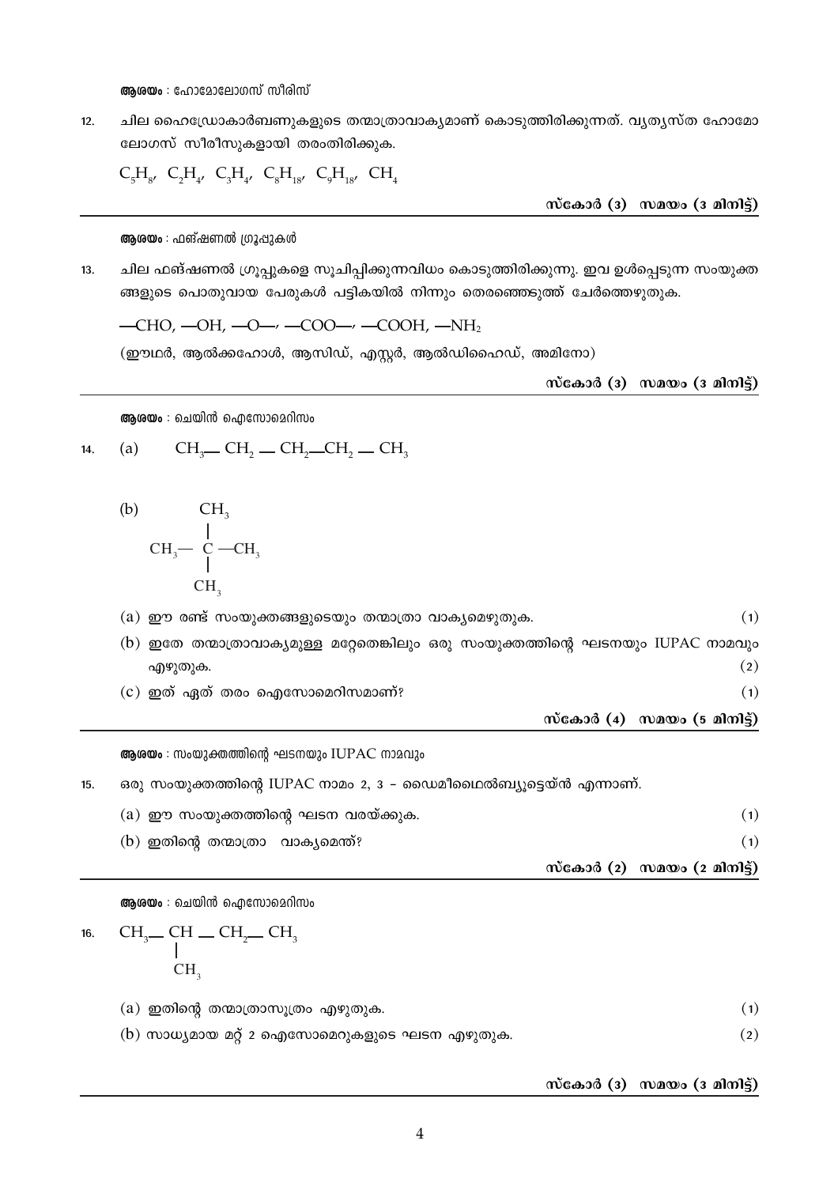**ആശയം** : ഹോമോലോഗസ് സീരിസ്

12. ചില ഹൈഡ്രോകാർബണുകളുടെ തന്മാത്രാവാക്യമാണ് കൊടുത്തിരിക്കുന്നത്. വ്യത്യസ്ത ഹോമോ ലോഗസ് സീരീസുകളായി തരംതിരിക്കുക.

$C_5H_8$, $C_2H_4$, $C_3H_4$, $C_8H_{18}$, $C_9H_{18}$, $CH_4$

**സ്കോർ (3) സമയം (3 മിനിട്ട്)**

---

**ആശയം** : ഫങ്ഷണൽ ഗ്രൂപ്പുകൾ

13. ചില ഫങ്ഷണൽ ഗ്രൂപ്പുകളെ സൂചിപ്പിക്കുന്നവിധം കൊടുത്തിരിക്കുന്നു. ഇവ ഉൾപ്പെടുന്ന സംയുക്ത ങ്ങളുടെ പൊതുവായ പേരുകൾ പട്ടികയിൽ നിന്നും തെരഞ്ഞെടുത്ത് ചേർത്തെഴുതുക.

$—CHO$, $—OH$, $—O—$, $—COO—$, $—COOH$, $—NH_2$

(ഈഥർ, ആൽക്കഹോൾ, ആസിഡ്, എസ്റ്റർ, ആൽഡിഹൈഡ്, അമിനോ)

**സ്കോർ (3) സമയം (3 മിനിട്ട്)**

---

**ആശയം** : ചെയിൻ ഐസോമെറിസം

14. (a) $CH_3—CH_2—CH_2—CH_2—CH_3$

(b)
```
        CH3
        |
  CH3— C —CH3
        |
        CH3
```

(a) ഈ രണ്ട് സംയുക്തങ്ങളുടെയും തന്മാത്രാ വാക്യമെഴുതുക. (1)

(b) ഇതേ തന്മാത്രാവാക്യമുള്ള മറ്റേതെങ്കിലും ഒരു സംയുക്തത്തിന്റെ ഘടനയും IUPAC നാമവും എഴുതുക. (2)

(c) ഇത് ഏത് തരം ഐസോമെറിസമാണ്? (1)

**സ്കോർ (4) സമയം (5 മിനിട്ട്)**

---

**ആശയം** : സംയുക്തത്തിന്റെ ഘടനയും IUPAC നാമവും

15. ഒരു സംയുക്തത്തിന്റെ IUPAC നാമം 2, 3 – ഡൈമീഥൈൽബ്യൂട്ടെയ്ൻ എന്നാണ്.

(a) ഈ സംയുക്തത്തിന്റെ ഘടന വരയ്ക്കുക. (1)

(b) ഇതിന്റെ തന്മാത്രാ വാക്യമെന്ത്? (1)

**സ്കോർ (2) സമയം (2 മിനിട്ട്)**

---

**ആശയം** : ചെയിൻ ഐസോമെറിസം

16.
```
CH3— CH — CH2— CH3
      |
      CH3
```

(a) ഇതിന്റെ തന്മാത്രാസൂത്രം എഴുതുക. (1)

(b) സാധ്യമായ മറ്റ് 2 ഐസോമെറുകളുടെ ഘടന എഴുതുക. (2)

**സ്കോർ (3) സമയം (3 മിനിട്ട്)**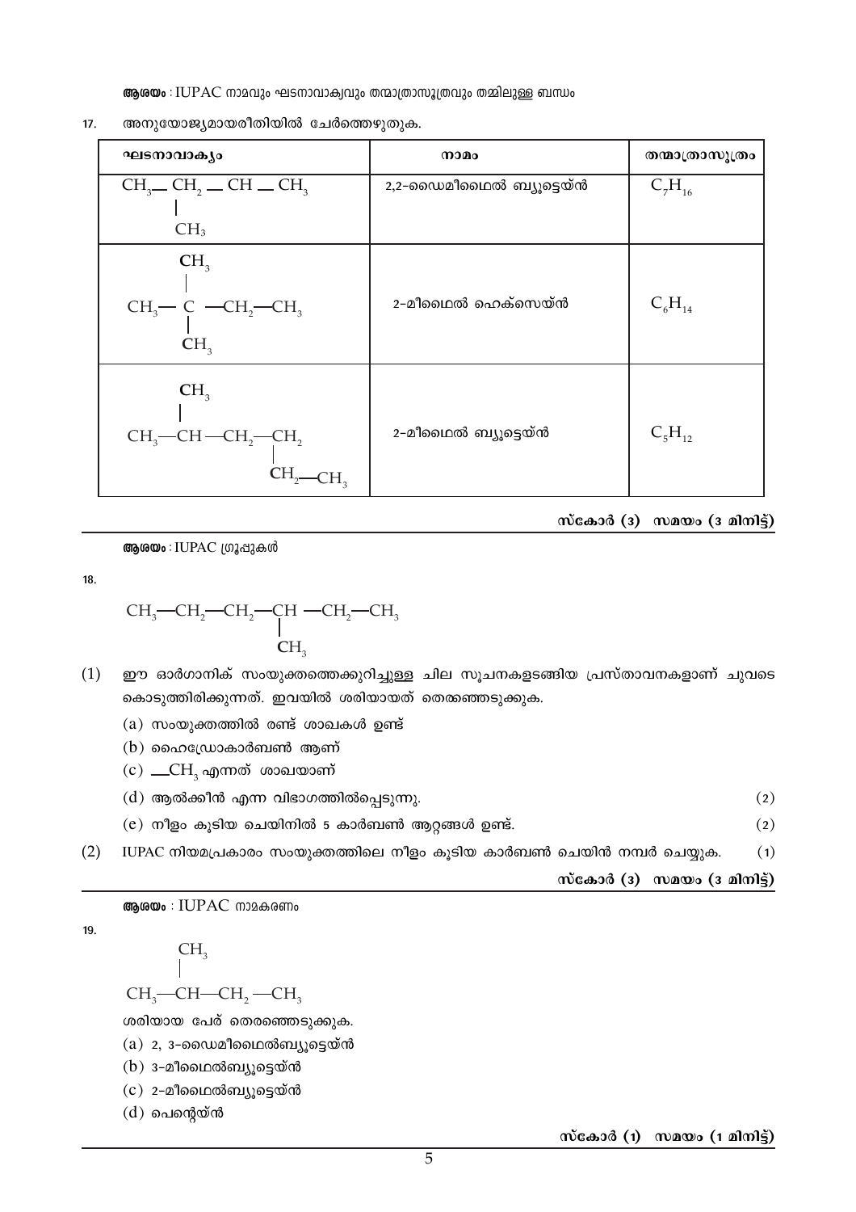**ആശയം** : IUPAC നാമവും ഘടനാവാക്യവും തന്മാത്രാസൂത്രവും തമ്മിലുള്ള ബന്ധം

17. അനുയോജ്യമായരീതിയിൽ ചേർത്തെഴുതുക.

| ഘടനാവാക്യം | നാമം | തന്മാത്രാസൂത്രം |
|---|---|---|
| $CH_3-CH_2-CH(CH_3)-CH_3$ | 2,2–ഡൈമീഥൈൽ ബ്യൂട്ടെയ്ൻ | $C_7H_{16}$ |
| $CH_3-C(CH_3)_2-CH_2-CH_3$ | 2–മീഥൈൽ ഹെക്സെയ്ൻ | $C_6H_{14}$ |
| $CH_3-CH(CH_3)-CH_2-CH_2-CH_2-CH_3$ | 2–മീഥൈൽ ബ്യൂട്ടെയ്ൻ | $C_5H_{12}$ |

**സ്കോർ (3) സമയം (3 മിനിട്ട്)**

---

**ആശയം** : IUPAC ഗ്രൂപ്പുകൾ

18.

$$CH_3-CH_2-CH_2-\underset{\displaystyle CH_3}{\underset{|}{CH}}-CH_2-CH_3$$

(1) ഈ ഓർഗാനിക് സംയുക്തത്തെക്കുറിച്ചുള്ള ചില സൂചനകളടങ്ങിയ പ്രസ്താവനകളാണ് ചുവടെ കൊടുത്തിരിക്കുന്നത്. ഇവയിൽ ശരിയായത് തെരഞ്ഞെടുക്കുക.

(a) സംയുക്തത്തിൽ രണ്ട് ശാഖകൾ ഉണ്ട്

(b) ഹൈഡ്രോകാർബൺ ആണ്

(c) $-CH_3$ എന്നത് ശാഖയാണ്

(d) ആൽക്കീൻ എന്ന വിഭാഗത്തിൽപ്പെടുന്നു. (2)

(e) നീളം കൂടിയ ചെയിനിൽ 5 കാർബൺ ആറ്റങ്ങൾ ഉണ്ട്. (2)

(2) IUPAC നിയമപ്രകാരം സംയുക്തത്തിലെ നീളം കൂടിയ കാർബൺ ചെയിൻ നമ്പർ ചെയ്യുക. (1)

**സ്കോർ (3) സമയം (3 മിനിട്ട്)**

---

**ആശയം** : IUPAC നാമകരണം

19.

$$CH_3-\overset{\displaystyle CH_3}{\overset{|}{CH}}-CH_2-CH_3$$

ശരിയായ പേര് തെരഞ്ഞെടുക്കുക.

(a) 2, 3–ഡൈമീഥൈൽബ്യൂട്ടെയ്ൻ

(b) 3–മീഥൈൽബ്യൂട്ടെയ്ൻ

(c) 2–മീഥൈൽബ്യൂട്ടെയ്ൻ

(d) പെന്റെയ്ൻ

**സ്കോർ (1) സമയം (1 മിനിട്ട്)**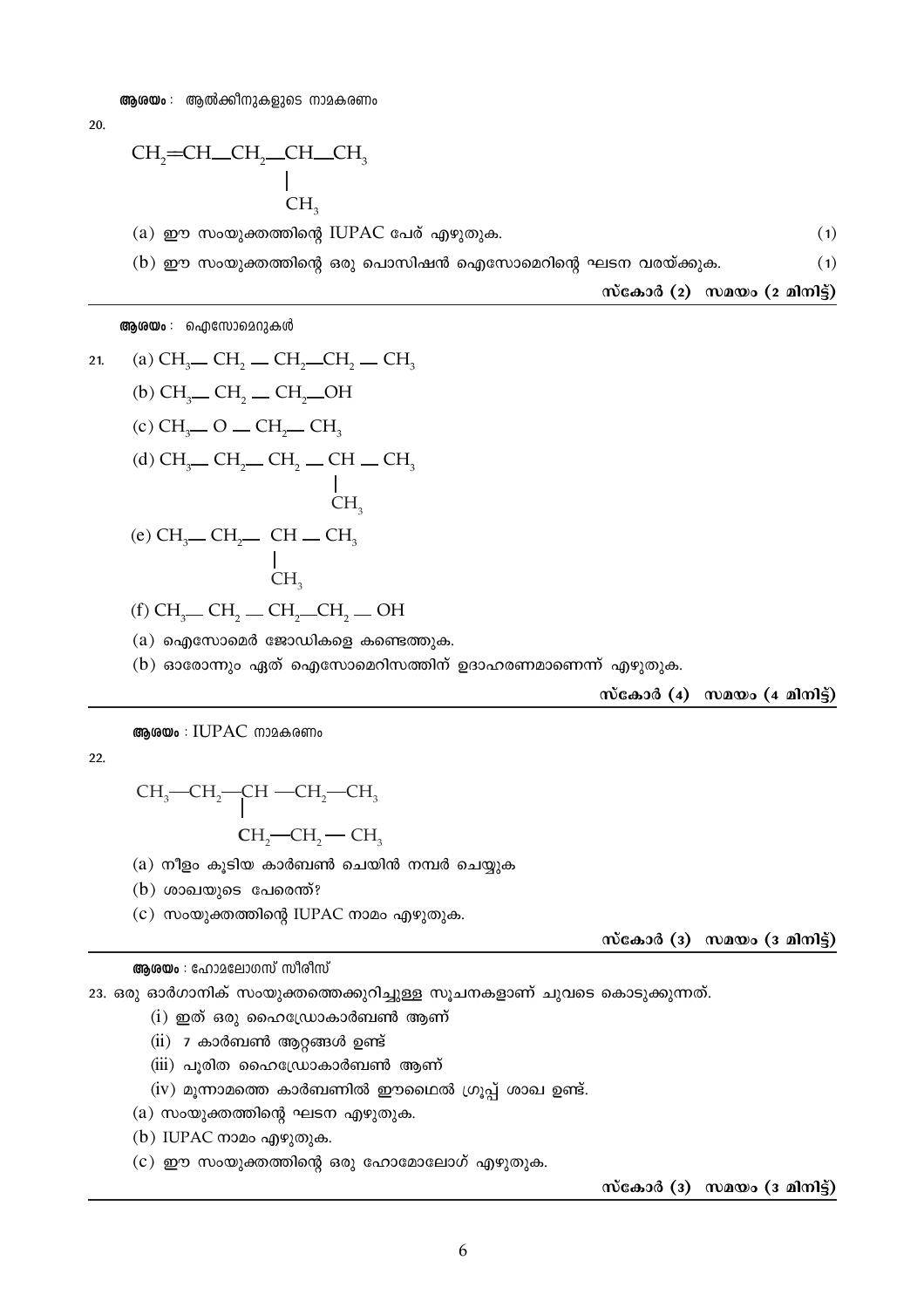**ആശയം :** ആൽക്കീനുകളുടെ നാമകരണം

20.

$$CH_2{=}CH{-}CH_2{-}\underset{\displaystyle CH_3}{\underset{|}{CH}}{-}CH_3$$

(a) ഈ സംയുക്തത്തിന്റെ IUPAC പേര് എഴുതുക. (1)

(b) ഈ സംയുക്തത്തിന്റെ ഒരു പൊസിഷൻ ഐസോമെറിന്റെ ഘടന വരയ്ക്കുക. (1)

**സ്കോർ (2) സമയം (2 മിനിട്ട്)**

---

**ആശയം :** ഐസോമെറുകൾ

21. (a) $CH_3{-}CH_2{-}CH_2{-}CH_2{-}CH_3$

(b) $CH_3{-}CH_2{-}CH_2{-}OH$

(c) $CH_3{-}O{-}CH_2{-}CH_3$

(d) $CH_3{-}CH_2{-}CH_2{-}\underset{\displaystyle CH_3}{\underset{|}{CH}}{-}CH_3$

(e) $CH_3{-}CH_2{-}\underset{\displaystyle CH_3}{\underset{|}{CH}}{-}CH_3$

(f) $CH_3{-}CH_2{-}CH_2{-}CH_2{-}OH$

(a) ഐസോമെർ ജോഡികളെ കണ്ടെത്തുക.

(b) ഓരോന്നും ഏത് ഐസോമെറിസത്തിന് ഉദാഹരണമാണെന്ന് എഴുതുക.

**സ്കോർ (4) സമയം (4 മിനിട്ട്)**

---

**ആശയം :** IUPAC നാമകരണം

22.

$$CH_3{-}CH_2{-}\underset{\displaystyle CH_2{-}CH_2{-}CH_3}{\underset{|}{CH}}{-}CH_2{-}CH_3$$

(a) നീളം കൂടിയ കാർബൺ ചെയിൻ നമ്പർ ചെയ്യുക

(b) ശാഖയുടെ പേരെന്ത്?

(c) സംയുക്തത്തിന്റെ IUPAC നാമം എഴുതുക.

**സ്കോർ (3) സമയം (3 മിനിട്ട്)**

---

**ആശയം :** ഹോമലോഗസ് സീരീസ്

23. ഒരു ഓർഗാനിക് സംയുക്തത്തെക്കുറിച്ചുള്ള സൂചനകളാണ് ചുവടെ കൊടുക്കുന്നത്.

(i) ഇത് ഒരു ഹൈഡ്രോകാർബൺ ആണ്

(ii) 7 കാർബൺ ആറ്റങ്ങൾ ഉണ്ട്

(iii) പൂരിത ഹൈഡ്രോകാർബൺ ആണ്

(iv) മൂന്നാമത്തെ കാർബണിൽ ഈഥൈൽ ഗ്രൂപ്പ് ശാഖ ഉണ്ട്.

(a) സംയുക്തത്തിന്റെ ഘടന എഴുതുക.

(b) IUPAC നാമം എഴുതുക.

(c) ഈ സംയുക്തത്തിന്റെ ഒരു ഹോമോലോഗ് എഴുതുക.

**സ്കോർ (3) സമയം (3 മിനിട്ട്)**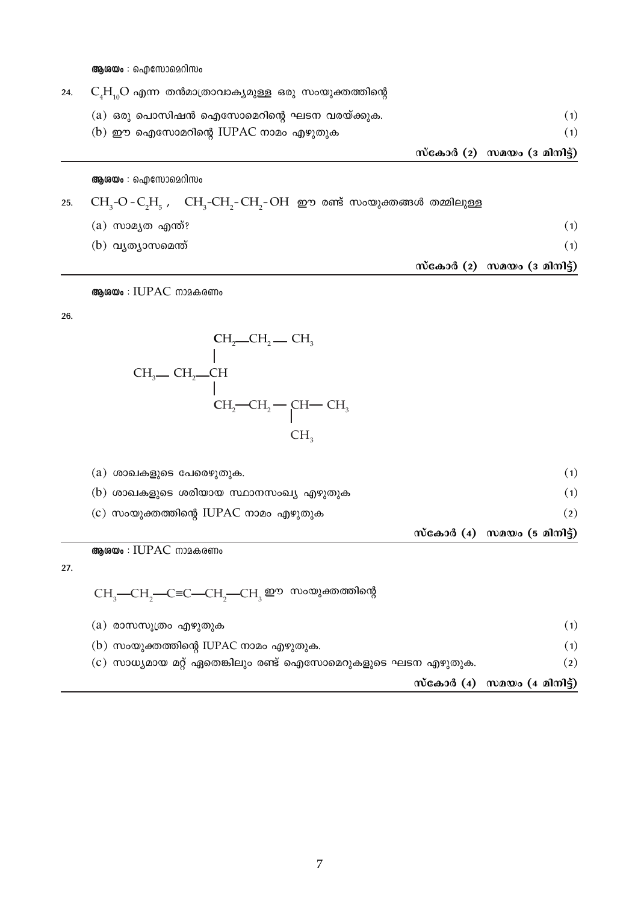**ആശയം** : ഐസോമെറിസം

24. $C_4H_{10}O$ എന്ന തൻമാത്രാവാക്യമുള്ള ഒരു സംയുക്തത്തിന്റെ

(a) ഒരു പൊസിഷൻ ഐസോമെറിന്റെ ഘടന വരയ്ക്കുക. (1)

(b) ഈ ഐസോമറിന്റെ IUPAC നാമം എഴുതുക (1)

**സ്കോർ (2) സമയം (3 മിനിട്ട്)**

---

**ആശയം** : ഐസോമെറിസം

25. $CH_3$-O-$C_2H_5$ , $CH_3$-$CH_2$-$CH_2$-OH ഈ രണ്ട് സംയുക്തങ്ങൾ തമ്മിലുള്ള

(a) സാമ്യത എന്ത്? (1)

(b) വ്യത്യാസമെന്ത് (1)

**സ്കോർ (2) സമയം (3 മിനിട്ട്)**

---

**ആശയം** : IUPAC നാമകരണം

26.

```
                CH2—CH2 — CH3
                |
   CH3— CH2—CH
                |
                CH2—CH2 — CH— CH3
                          |
                          CH3
```

(a) ശാഖകളുടെ പേരെഴുതുക. (1)

(b) ശാഖകളുടെ ശരിയായ സ്ഥാനസംഖ്യ എഴുതുക (1)

(c) സംയുക്തത്തിന്റെ IUPAC നാമം എഴുതുക (2)

**സ്കോർ (4) സമയം (5 മിനിട്ട്)**

---

**ആശയം** : IUPAC നാമകരണം

27.

$CH_3$—$CH_2$—C≡C—$CH_2$—$CH_3$ ഈ സംയുക്തത്തിന്റെ

(a) രാസസൂത്രം എഴുതുക (1)

(b) സംയുക്തത്തിന്റെ IUPAC നാമം എഴുതുക. (1)

(c) സാധ്യമായ മറ്റ് ഏതെങ്കിലും രണ്ട് ഐസോമെറുകളുടെ ഘടന എഴുതുക. (2)

**സ്കോർ (4) സമയം (4 മിനിട്ട്)**